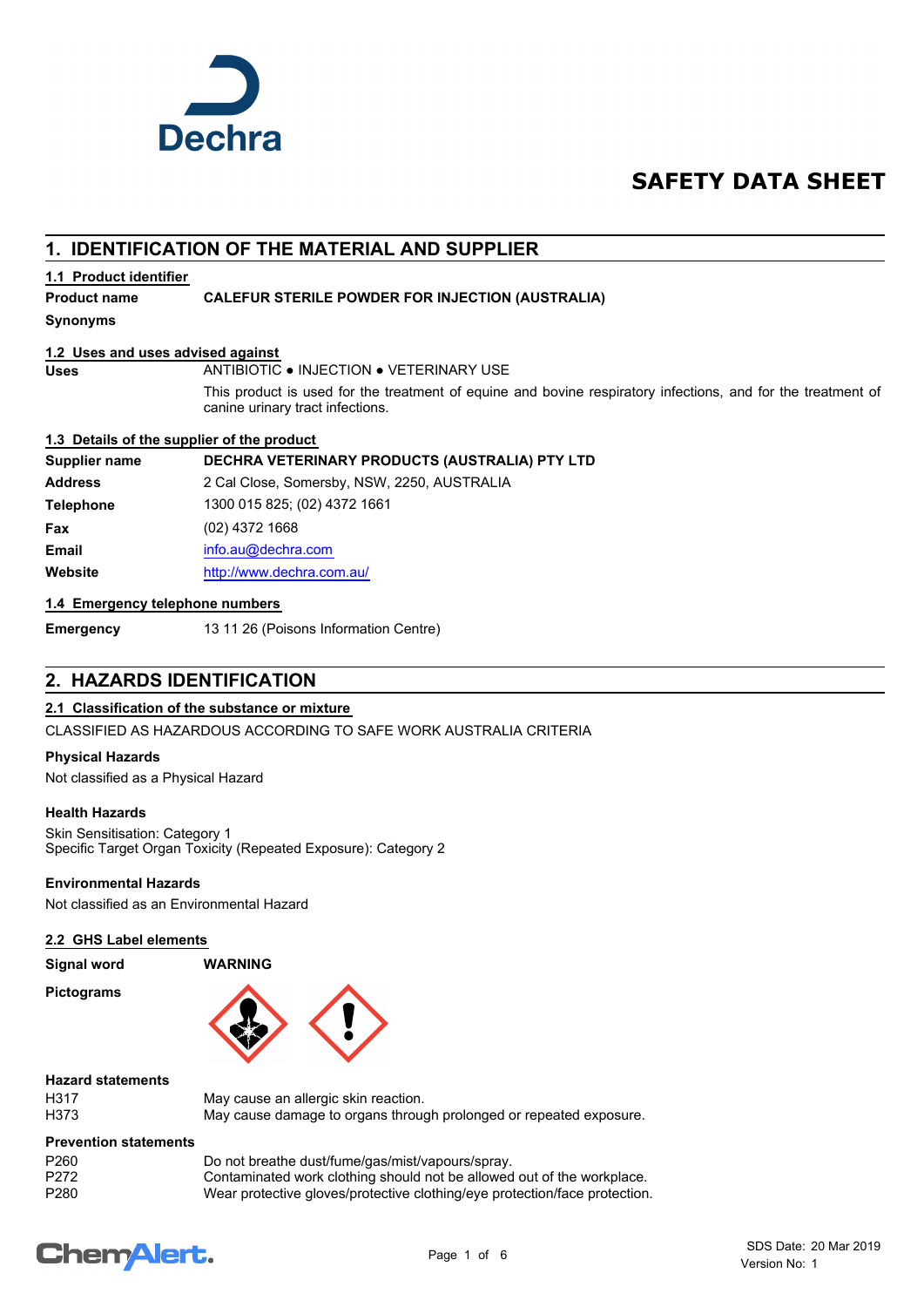Dechra

# SAFETY DATA SHEET

## 1. IDENTIFICATION OF THE MATERIAL AND SUPPLIER

### 1.1 Product identifier

**Product name** **CALEFUR STERILE POWDER FOR INJECTION (AUSTRALIA)**

**Synonyms**

### 1.2 Uses and uses advised against

**Uses** ANTIBIOTIC ● INJECTION ● VETERINARY USE

This product is used for the treatment of equine and bovine respiratory infections, and for the treatment of canine urinary tract infections.

### 1.3 Details of the supplier of the product

| | |
|---|---|
| **Supplier name** | **DECHRA VETERINARY PRODUCTS (AUSTRALIA) PTY LTD** |
| **Address** | 2 Cal Close, Somersby, NSW, 2250, AUSTRALIA |
| **Telephone** | 1300 015 825; (02) 4372 1661 |
| **Fax** | (02) 4372 1668 |
| **Email** | info.au@dechra.com |
| **Website** | http://www.dechra.com.au/ |

### 1.4 Emergency telephone numbers

**Emergency** 13 11 26 (Poisons Information Centre)

## 2. HAZARDS IDENTIFICATION

### 2.1 Classification of the substance or mixture

CLASSIFIED AS HAZARDOUS ACCORDING TO SAFE WORK AUSTRALIA CRITERIA

**Physical Hazards**

Not classified as a Physical Hazard

**Health Hazards**

Skin Sensitisation: Category 1
Specific Target Organ Toxicity (Repeated Exposure): Category 2

**Environmental Hazards**

Not classified as an Environmental Hazard

### 2.2 GHS Label elements

**Signal word** **WARNING**

**Pictograms**

**Hazard statements**

| | |
|---|---|
| H317 | May cause an allergic skin reaction. |
| H373 | May cause damage to organs through prolonged or repeated exposure. |

**Prevention statements**

| | |
|---|---|
| P260 | Do not breathe dust/fume/gas/mist/vapours/spray. |
| P272 | Contaminated work clothing should not be allowed out of the workplace. |
| P280 | Wear protective gloves/protective clothing/eye protection/face protection. |

SDS Date: 20 Mar 2019
Version No: 1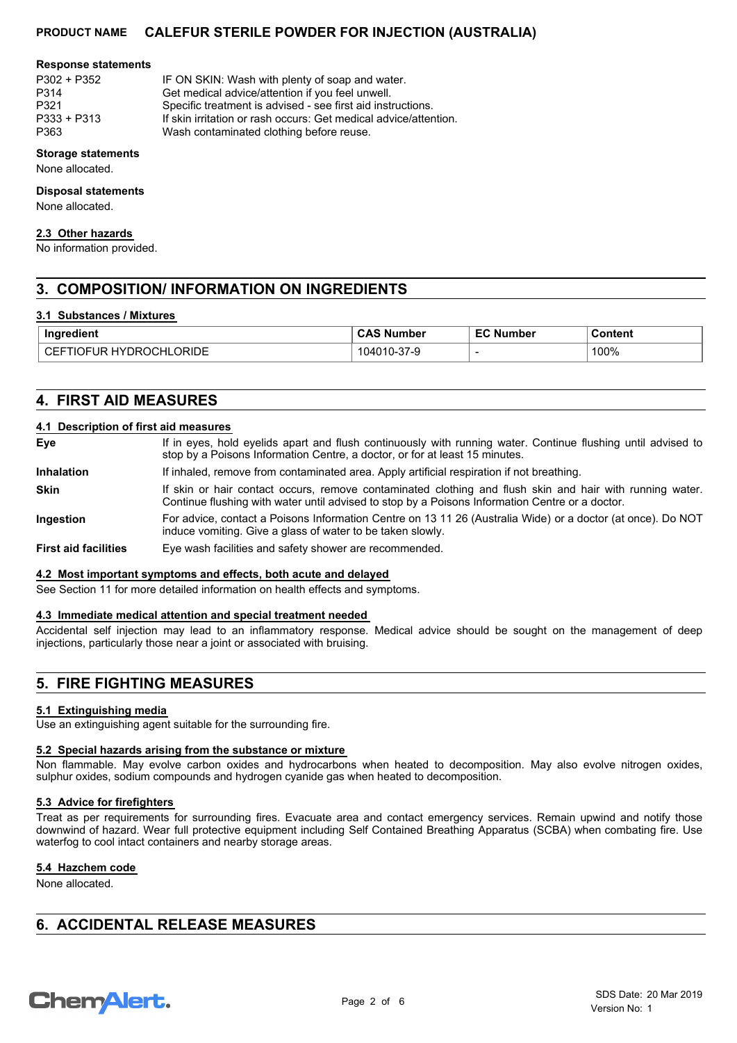#### Response statements

| | |
|---|---|
| P302 + P352 | IF ON SKIN: Wash with plenty of soap and water. |
| P314 | Get medical advice/attention if you feel unwell. |
| P321 | Specific treatment is advised - see first aid instructions. |
| P333 + P313 | If skin irritation or rash occurs: Get medical advice/attention. |
| P363 | Wash contaminated clothing before reuse. |

#### Storage statements

None allocated.

#### Disposal statements

None allocated.

### 2.3 Other hazards

No information provided.

## 3. COMPOSITION/ INFORMATION ON INGREDIENTS

### 3.1 Substances / Mixtures

| Ingredient | CAS Number | EC Number | Content |
|---|---|---|---|
| CEFTIOFUR HYDROCHLORIDE | 104010-37-9 | - | 100% |

## 4. FIRST AID MEASURES

### 4.1 Description of first aid measures

**Eye** If in eyes, hold eyelids apart and flush continuously with running water. Continue flushing until advised to stop by a Poisons Information Centre, a doctor, or for at least 15 minutes.

**Inhalation** If inhaled, remove from contaminated area. Apply artificial respiration if not breathing.

**Skin** If skin or hair contact occurs, remove contaminated clothing and flush skin and hair with running water. Continue flushing with water until advised to stop by a Poisons Information Centre or a doctor.

**Ingestion** For advice, contact a Poisons Information Centre on 13 11 26 (Australia Wide) or a doctor (at once). Do NOT induce vomiting. Give a glass of water to be taken slowly.

**First aid facilities** Eye wash facilities and safety shower are recommended.

### 4.2 Most important symptoms and effects, both acute and delayed

See Section 11 for more detailed information on health effects and symptoms.

### 4.3 Immediate medical attention and special treatment needed

Accidental self injection may lead to an inflammatory response. Medical advice should be sought on the management of deep injections, particularly those near a joint or associated with bruising.

## 5. FIRE FIGHTING MEASURES

### 5.1 Extinguishing media

Use an extinguishing agent suitable for the surrounding fire.

### 5.2 Special hazards arising from the substance or mixture

Non flammable. May evolve carbon oxides and hydrocarbons when heated to decomposition. May also evolve nitrogen oxides, sulphur oxides, sodium compounds and hydrogen cyanide gas when heated to decomposition.

### 5.3 Advice for firefighters

Treat as per requirements for surrounding fires. Evacuate area and contact emergency services. Remain upwind and notify those downwind of hazard. Wear full protective equipment including Self Contained Breathing Apparatus (SCBA) when combating fire. Use waterfog to cool intact containers and nearby storage areas.

### 5.4 Hazchem code

None allocated.

## 6. ACCIDENTAL RELEASE MEASURES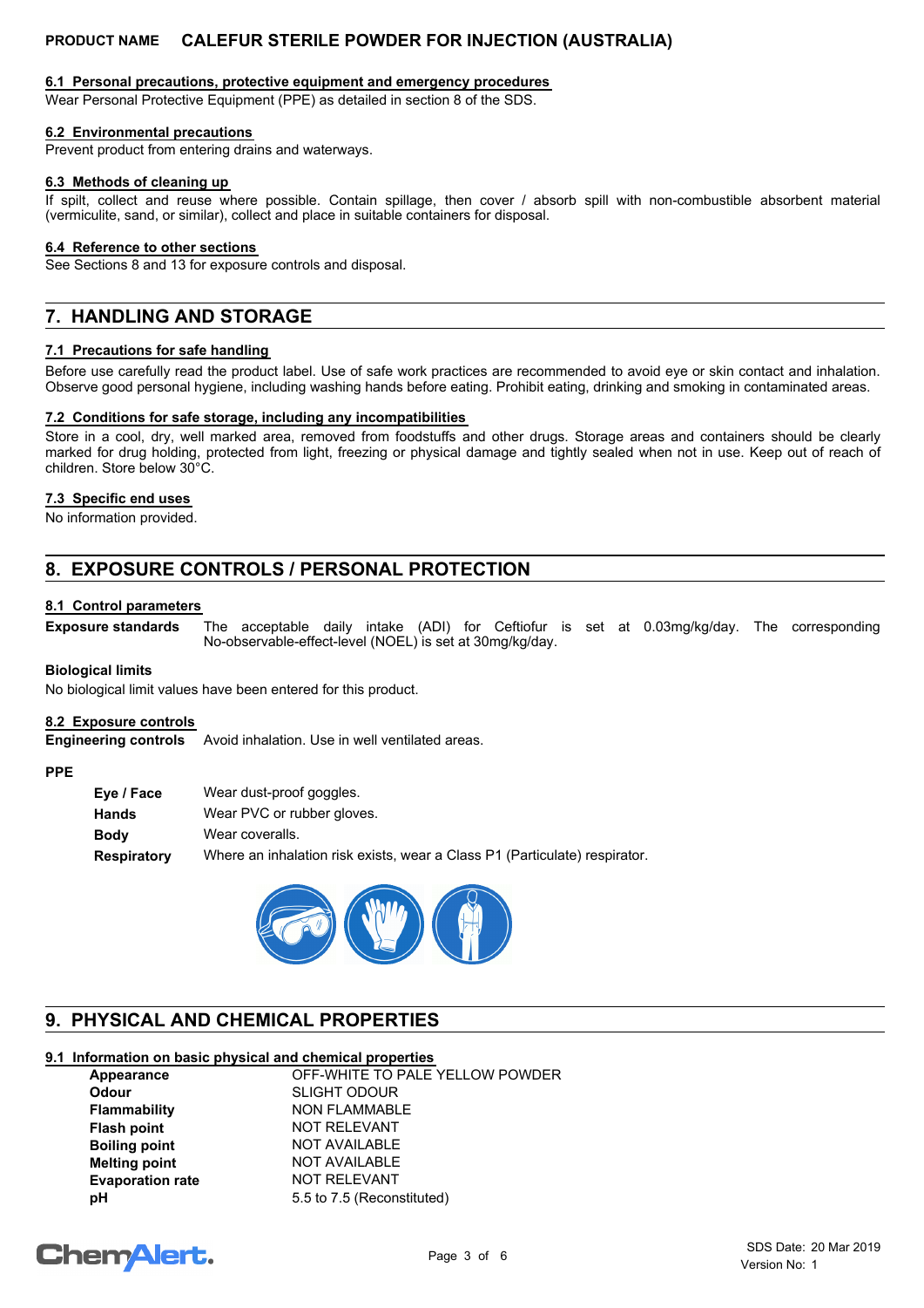### 6.1 Personal precautions, protective equipment and emergency procedures

Wear Personal Protective Equipment (PPE) as detailed in section 8 of the SDS.

### 6.2 Environmental precautions

Prevent product from entering drains and waterways.

### 6.3 Methods of cleaning up

If spilt, collect and reuse where possible. Contain spillage, then cover / absorb spill with non-combustible absorbent material (vermiculite, sand, or similar), collect and place in suitable containers for disposal.

### 6.4 Reference to other sections

See Sections 8 and 13 for exposure controls and disposal.

## 7. HANDLING AND STORAGE

### 7.1 Precautions for safe handling

Before use carefully read the product label. Use of safe work practices are recommended to avoid eye or skin contact and inhalation. Observe good personal hygiene, including washing hands before eating. Prohibit eating, drinking and smoking in contaminated areas.

### 7.2 Conditions for safe storage, including any incompatibilities

Store in a cool, dry, well marked area, removed from foodstuffs and other drugs. Storage areas and containers should be clearly marked for drug holding, protected from light, freezing or physical damage and tightly sealed when not in use. Keep out of reach of children. Store below 30°C.

### 7.3 Specific end uses

No information provided.

## 8. EXPOSURE CONTROLS / PERSONAL PROTECTION

### 8.1 Control parameters

**Exposure standards** The acceptable daily intake (ADI) for Ceftiofur is set at 0.03mg/kg/day. The corresponding No-observable-effect-level (NOEL) is set at 30mg/kg/day.

**Biological limits**

No biological limit values have been entered for this product.

### 8.2 Exposure controls

**Engineering controls** Avoid inhalation. Use in well ventilated areas.

**PPE**

| | |
|---|---|
| **Eye / Face** | Wear dust-proof goggles. |
| **Hands** | Wear PVC or rubber gloves. |
| **Body** | Wear coveralls. |
| **Respiratory** | Where an inhalation risk exists, wear a Class P1 (Particulate) respirator. |

## 9. PHYSICAL AND CHEMICAL PROPERTIES

### 9.1 Information on basic physical and chemical properties

| | |
|---|---|
| **Appearance** | OFF-WHITE TO PALE YELLOW POWDER |
| **Odour** | SLIGHT ODOUR |
| **Flammability** | NON FLAMMABLE |
| **Flash point** | NOT RELEVANT |
| **Boiling point** | NOT AVAILABLE |
| **Melting point** | NOT AVAILABLE |
| **Evaporation rate** | NOT RELEVANT |
| **pH** | 5.5 to 7.5 (Reconstituted) |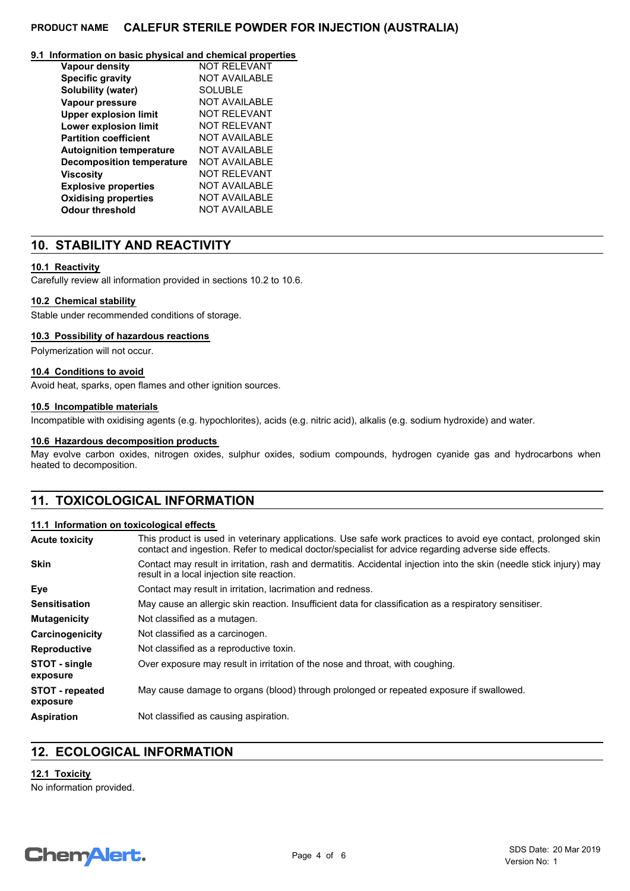### 9.1 Information on basic physical and chemical properties

| Property | Value |
|---|---|
| **Vapour density** | NOT RELEVANT |
| **Specific gravity** | NOT AVAILABLE |
| **Solubility (water)** | SOLUBLE |
| **Vapour pressure** | NOT AVAILABLE |
| **Upper explosion limit** | NOT RELEVANT |
| **Lower explosion limit** | NOT RELEVANT |
| **Partition coefficient** | NOT AVAILABLE |
| **Autoignition temperature** | NOT AVAILABLE |
| **Decomposition temperature** | NOT AVAILABLE |
| **Viscosity** | NOT RELEVANT |
| **Explosive properties** | NOT AVAILABLE |
| **Oxidising properties** | NOT AVAILABLE |
| **Odour threshold** | NOT AVAILABLE |

## 10. STABILITY AND REACTIVITY

### 10.1 Reactivity

Carefully review all information provided in sections 10.2 to 10.6.

### 10.2 Chemical stability

Stable under recommended conditions of storage.

### 10.3 Possibility of hazardous reactions

Polymerization will not occur.

### 10.4 Conditions to avoid

Avoid heat, sparks, open flames and other ignition sources.

### 10.5 Incompatible materials

Incompatible with oxidising agents (e.g. hypochlorites), acids (e.g. nitric acid), alkalis (e.g. sodium hydroxide) and water.

### 10.6 Hazardous decomposition products

May evolve carbon oxides, nitrogen oxides, sulphur oxides, sodium compounds, hydrogen cyanide gas and hydrocarbons when heated to decomposition.

## 11. TOXICOLOGICAL INFORMATION

### 11.1 Information on toxicological effects

| Effect | Information |
|---|---|
| **Acute toxicity** | This product is used in veterinary applications. Use safe work practices to avoid eye contact, prolonged skin contact and ingestion. Refer to medical doctor/specialist for advice regarding adverse side effects. |
| **Skin** | Contact may result in irritation, rash and dermatitis. Accidental injection into the skin (needle stick injury) may result in a local injection site reaction. |
| **Eye** | Contact may result in irritation, lacrimation and redness. |
| **Sensitisation** | May cause an allergic skin reaction. Insufficient data for classification as a respiratory sensitiser. |
| **Mutagenicity** | Not classified as a mutagen. |
| **Carcinogenicity** | Not classified as a carcinogen. |
| **Reproductive** | Not classified as a reproductive toxin. |
| **STOT - single exposure** | Over exposure may result in irritation of the nose and throat, with coughing. |
| **STOT - repeated exposure** | May cause damage to organs (blood) through prolonged or repeated exposure if swallowed. |
| **Aspiration** | Not classified as causing aspiration. |

## 12. ECOLOGICAL INFORMATION

### 12.1 Toxicity

No information provided.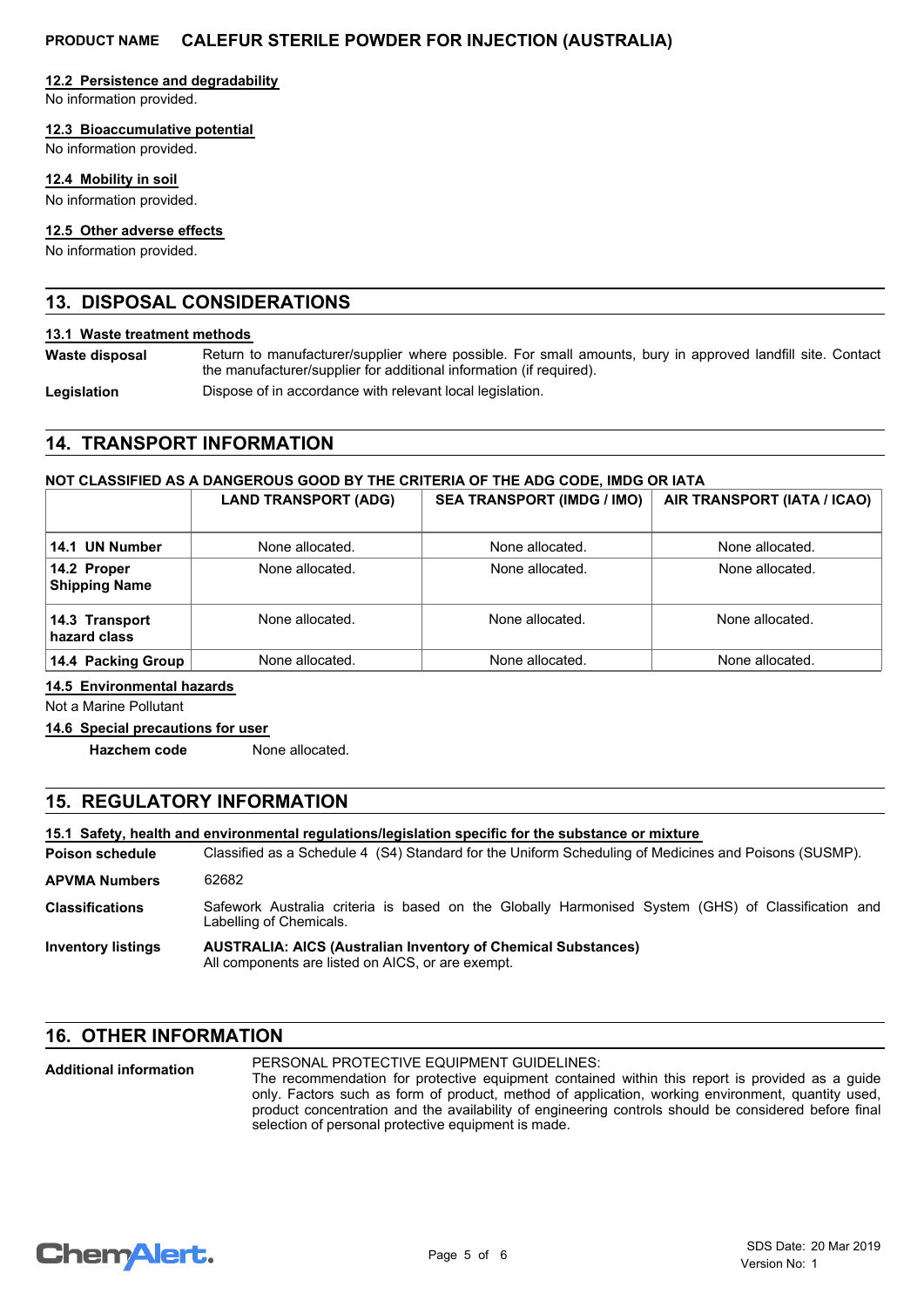#### 12.2 Persistence and degradability

No information provided.

#### 12.3 Bioaccumulative potential

No information provided.

#### 12.4 Mobility in soil

No information provided.

#### 12.5 Other adverse effects

No information provided.

## 13. DISPOSAL CONSIDERATIONS

#### 13.1 Waste treatment methods

**Waste disposal** Return to manufacturer/supplier where possible. For small amounts, bury in approved landfill site. Contact the manufacturer/supplier for additional information (if required).

**Legislation** Dispose of in accordance with relevant local legislation.

## 14. TRANSPORT INFORMATION

**NOT CLASSIFIED AS A DANGEROUS GOOD BY THE CRITERIA OF THE ADG CODE, IMDG OR IATA**

| | LAND TRANSPORT (ADG) | SEA TRANSPORT (IMDG / IMO) | AIR TRANSPORT (IATA / ICAO) |
|---|---|---|---|
| **14.1 UN Number** | None allocated. | None allocated. | None allocated. |
| **14.2 Proper Shipping Name** | None allocated. | None allocated. | None allocated. |
| **14.3 Transport hazard class** | None allocated. | None allocated. | None allocated. |
| **14.4 Packing Group** | None allocated. | None allocated. | None allocated. |

#### 14.5 Environmental hazards

Not a Marine Pollutant

#### 14.6 Special precautions for user

**Hazchem code** None allocated.

## 15. REGULATORY INFORMATION

#### 15.1 Safety, health and environmental regulations/legislation specific for the substance or mixture

**Poison schedule** Classified as a Schedule 4 (S4) Standard for the Uniform Scheduling of Medicines and Poisons (SUSMP).

**APVMA Numbers** 62682

**Classifications** Safework Australia criteria is based on the Globally Harmonised System (GHS) of Classification and Labelling of Chemicals.

**Inventory listings** **AUSTRALIA: AICS (Australian Inventory of Chemical Substances)**
All components are listed on AICS, or are exempt.

## 16. OTHER INFORMATION

**Additional information** PERSONAL PROTECTIVE EQUIPMENT GUIDELINES:
The recommendation for protective equipment contained within this report is provided as a guide only. Factors such as form of product, method of application, working environment, quantity used, product concentration and the availability of engineering controls should be considered before final selection of personal protective equipment is made.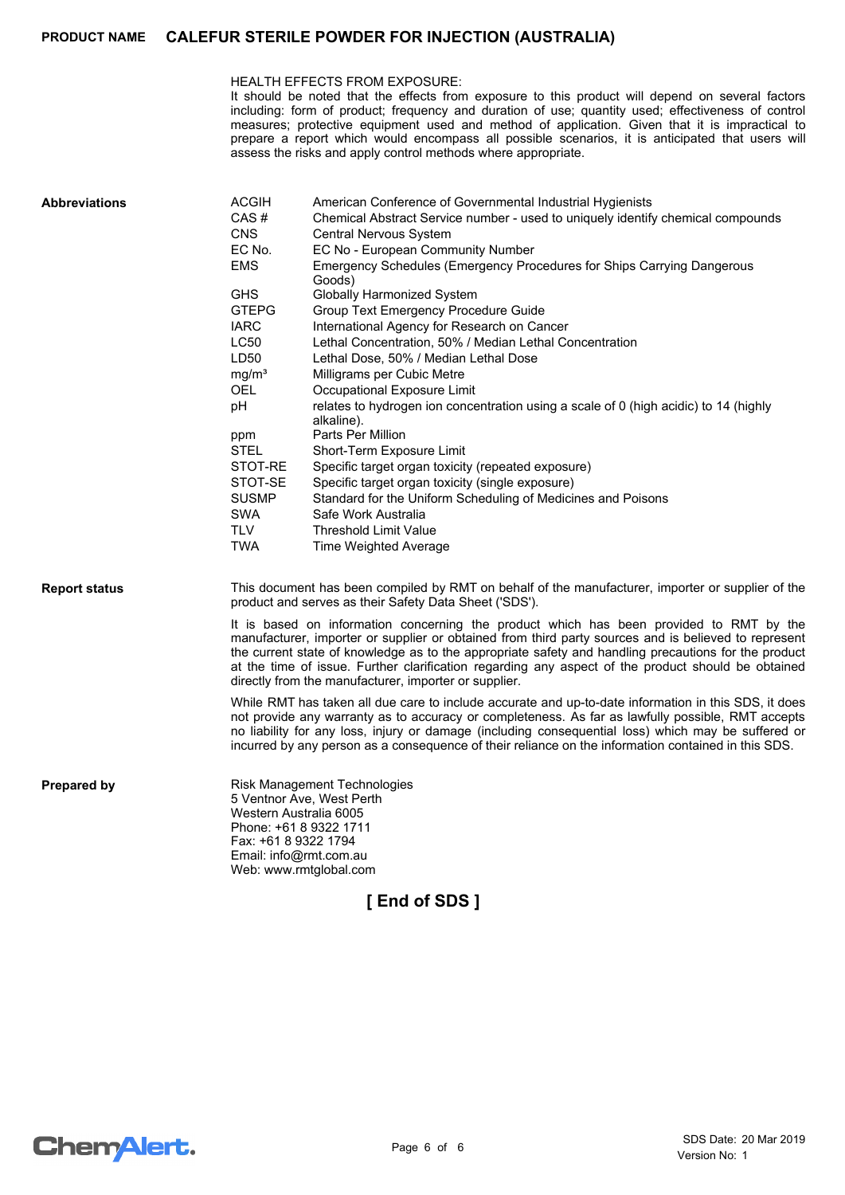HEALTH EFFECTS FROM EXPOSURE:
It should be noted that the effects from exposure to this product will depend on several factors including: form of product; frequency and duration of use; quantity used; effectiveness of control measures; protective equipment used and method of application. Given that it is impractical to prepare a report which would encompass all possible scenarios, it is anticipated that users will assess the risks and apply control methods where appropriate.

**Abbreviations**

| | |
|---|---|
| ACGIH | American Conference of Governmental Industrial Hygienists |
| CAS # | Chemical Abstract Service number - used to uniquely identify chemical compounds |
| CNS | Central Nervous System |
| EC No. | EC No - European Community Number |
| EMS | Emergency Schedules (Emergency Procedures for Ships Carrying Dangerous Goods) |
| GHS | Globally Harmonized System |
| GTEPG | Group Text Emergency Procedure Guide |
| IARC | International Agency for Research on Cancer |
| LC50 | Lethal Concentration, 50% / Median Lethal Concentration |
| LD50 | Lethal Dose, 50% / Median Lethal Dose |
| $mg/m^3$ | Milligrams per Cubic Metre |
| OEL | Occupational Exposure Limit |
| pH | relates to hydrogen ion concentration using a scale of 0 (high acidic) to 14 (highly alkaline). |
| ppm | Parts Per Million |
| STEL | Short-Term Exposure Limit |
| STOT-RE | Specific target organ toxicity (repeated exposure) |
| STOT-SE | Specific target organ toxicity (single exposure) |
| SUSMP | Standard for the Uniform Scheduling of Medicines and Poisons |
| SWA | Safe Work Australia |
| TLV | Threshold Limit Value |
| TWA | Time Weighted Average |

**Report status**

This document has been compiled by RMT on behalf of the manufacturer, importer or supplier of the product and serves as their Safety Data Sheet ('SDS').

It is based on information concerning the product which has been provided to RMT by the manufacturer, importer or supplier or obtained from third party sources and is believed to represent the current state of knowledge as to the appropriate safety and handling precautions for the product at the time of issue. Further clarification regarding any aspect of the product should be obtained directly from the manufacturer, importer or supplier.

While RMT has taken all due care to include accurate and up-to-date information in this SDS, it does not provide any warranty as to accuracy or completeness. As far as lawfully possible, RMT accepts no liability for any loss, injury or damage (including consequential loss) which may be suffered or incurred by any person as a consequence of their reliance on the information contained in this SDS.

**Prepared by**

Risk Management Technologies
5 Ventnor Ave, West Perth
Western Australia 6005
Phone: +61 8 9322 1711
Fax: +61 8 9322 1794
Email: info@rmt.com.au
Web: www.rmtglobal.com

**[ End of SDS ]**